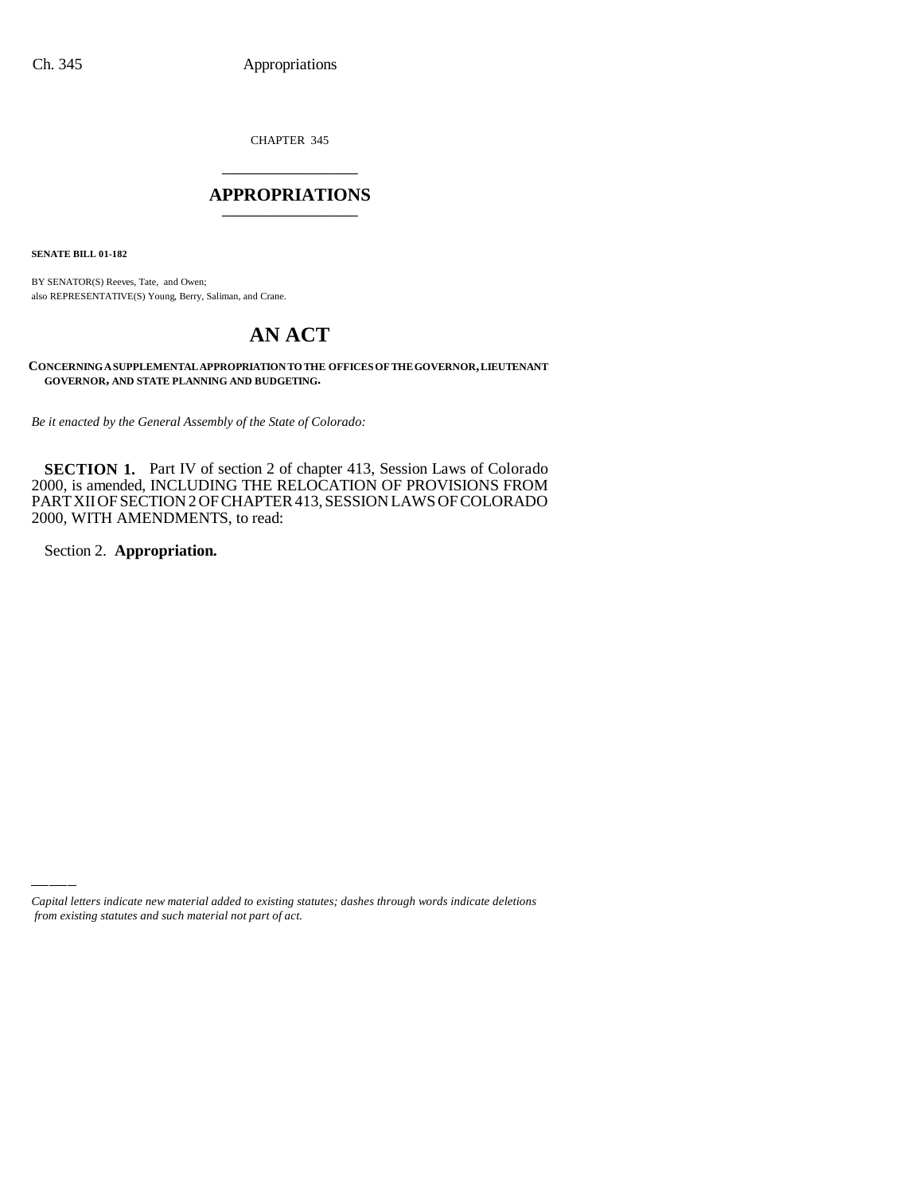CHAPTER 345

# APPROPRIATIONS

**SENATE BILL 01-182**

BY SENATOR(S) Reeves, Tate, and Owen;
also REPRESENTATIVE(S) Young, Berry, Saliman, and Crane.

# AN ACT

**CONCERNING A SUPPLEMENTAL APPROPRIATION TO THE OFFICES OF THE GOVERNOR, LIEUTENANT GOVERNOR, AND STATE PLANNING AND BUDGETING.**

*Be it enacted by the General Assembly of the State of Colorado:*

**SECTION 1.** Part IV of section 2 of chapter 413, Session Laws of Colorado 2000, is amended, INCLUDING THE RELOCATION OF PROVISIONS FROM PART XII OF SECTION 2 OF CHAPTER 413, SESSION LAWS OF COLORADO 2000, WITH AMENDMENTS, to read:

Section 2. **Appropriation.**

*Capital letters indicate new material added to existing statutes; dashes through words indicate deletions from existing statutes and such material not part of act.*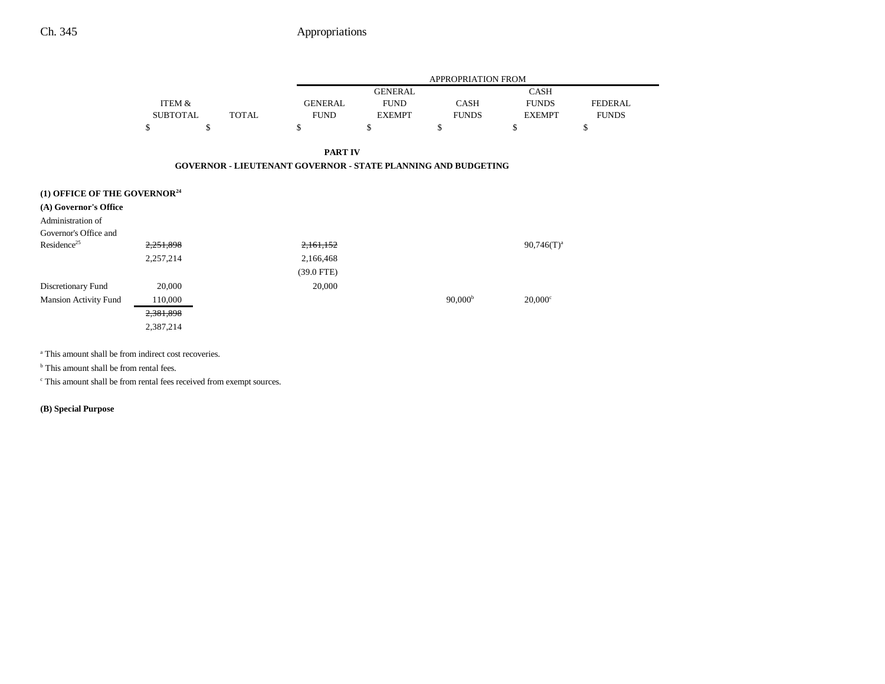| | ITEM & SUBTOTAL | TOTAL | APPROPRIATION FROM GENERAL FUND | GENERAL FUND EXEMPT | CASH FUNDS | CASH FUNDS EXEMPT | FEDERAL FUNDS |
|---|---|---|---|---|---|---|---|
| | $ | $ | $ | $ | $ | $ | $ |

**PART IV**

**GOVERNOR - LIEUTENANT GOVERNOR - STATE PLANNING AND BUDGETING**

**(1) OFFICE OF THE GOVERNOR[24]**

**(A) Governor's Office**

| | ITEM & SUBTOTAL | TOTAL | GENERAL FUND | GENERAL FUND EXEMPT | CASH FUNDS | CASH FUNDS EXEMPT | FEDERAL FUNDS |
|---|---|---|---|---|---|---|---|
| Administration of Governor's Office and Residence[25] | ~~2,251,898~~ 2,257,214 | | ~~2,161,152~~ 2,166,468 (39.0 FTE) | | | 90,746(T)[a] | |
| Discretionary Fund | 20,000 | | 20,000 | | | | |
| Mansion Activity Fund | 110,000 | | | | 90,000[b] | 20,000[c] | |
| | ~~2,381,898~~ 2,387,214 | | | | | | |

[a] This amount shall be from indirect cost recoveries.

[b] This amount shall be from rental fees.

[c] This amount shall be from rental fees received from exempt sources.

**(B) Special Purpose**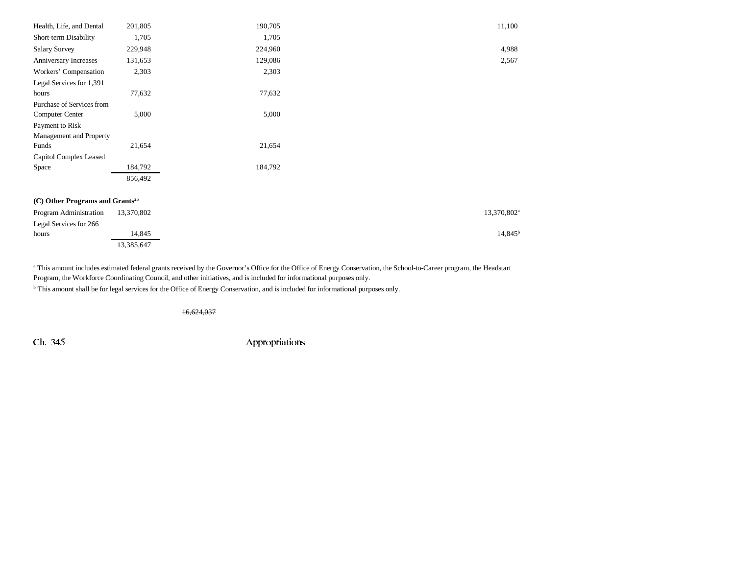| | | | |
|---|---|---|---|
| Health, Life, and Dental | 201,805 | 190,705 | 11,100 |
| Short-term Disability | 1,705 | 1,705 | |
| Salary Survey | 229,948 | 224,960 | 4,988 |
| Anniversary Increases | 131,653 | 129,086 | 2,567 |
| Workers' Compensation | 2,303 | 2,303 | |
| Legal Services for 1,391 hours | 77,632 | 77,632 | |
| Purchase of Services from Computer Center | 5,000 | 5,000 | |
| Payment to Risk Management and Property Funds | 21,654 | 21,654 | |
| Capitol Complex Leased Space | 184,792 | 184,792 | |
| | 856,492 | | |

**(C) Other Programs and Grants[25]**

| | | | |
|---|---|---|---|
| Program Administration | 13,370,802 | | 13,370,802[a] |
| Legal Services for 266 hours | 14,845 | | 14,845[b] |
| | 13,385,647 | | |

[a] This amount includes estimated federal grants received by the Governor's Office for the Office of Energy Conservation, the School-to-Career program, the Headstart Program, the Workforce Coordinating Council, and other initiatives, and is included for informational purposes only.

[b] This amount shall be for legal services for the Office of Energy Conservation, and is included for informational purposes only.

~~16,624,037~~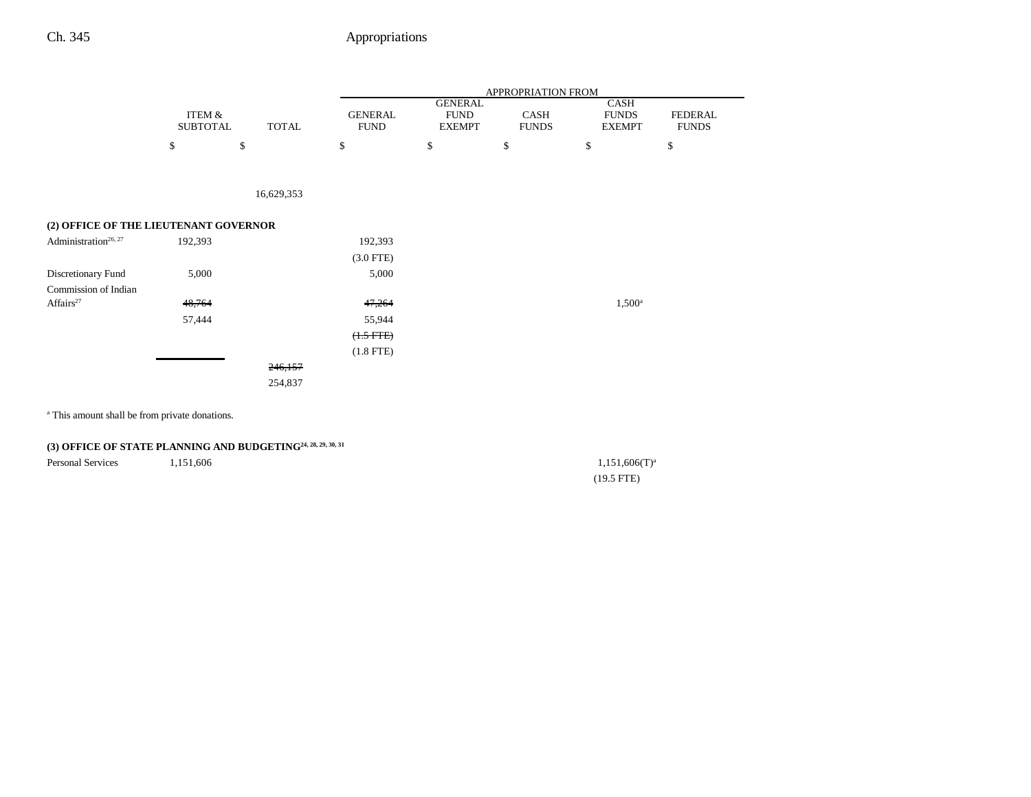| | ITEM & SUBTOTAL | TOTAL | GENERAL FUND | GENERAL FUND EXEMPT | CASH FUNDS | CASH FUNDS EXEMPT | FEDERAL FUNDS |
|---|---|---|---|---|---|---|---|
| | | | APPROPRIATION FROM | | | | |
| | $ | $ | $ | $ | $ | $ | $ |
| | | 16,629,353 | | | | | |
| **(2) OFFICE OF THE LIEUTENANT GOVERNOR** | | | | | | | |
| Administration[26, 27] | 192,393 | | 192,393 | | | | |
| | | | (3.0 FTE) | | | | |
| Discretionary Fund | 5,000 | | 5,000 | | | | |
| Commission of Indian Affairs[27] | ~~48,764~~ | | ~~47,264~~ | | | 1,500[a] | |
| | 57,444 | | 55,944 | | | | |
| | | | ~~(1.5 FTE)~~ | | | | |
| | | | (1.8 FTE) | | | | |
| | | ~~246,157~~ | | | | | |
| | | 254,837 | | | | | |

[a] This amount shall be from private donations.

| | ITEM & SUBTOTAL | TOTAL | GENERAL FUND | GENERAL FUND EXEMPT | CASH FUNDS | CASH FUNDS EXEMPT | FEDERAL FUNDS |
|---|---|---|---|---|---|---|---|
| **(3) OFFICE OF STATE PLANNING AND BUDGETING[24, 28, 29, 30, 31]** | | | | | | | |
| Personal Services | 1,151,606 | | | | | 1,151,606(T)[a] | |
| | | | | | | (19.5 FTE) | |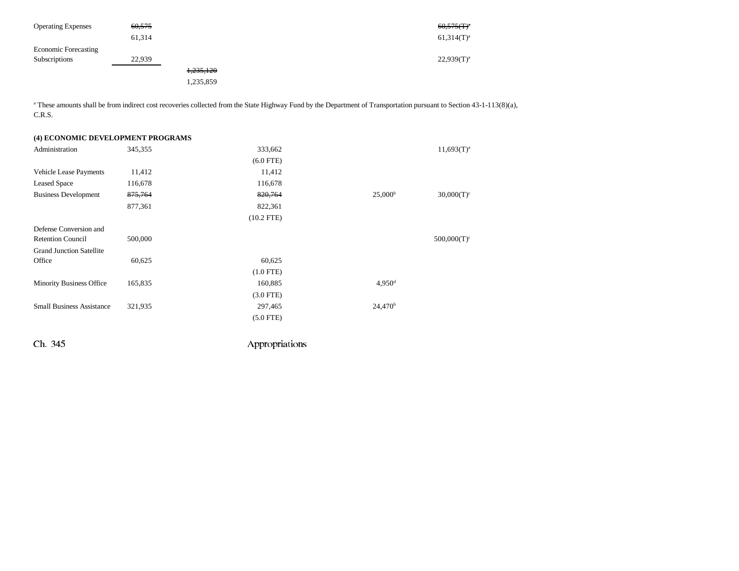| | | | | | |
|---|---|---|---|---|---|
| Operating Expenses | ~~60,575~~ | | | | ~~60,575(T)[a]~~ |
| | 61,314 | | | | 61,314(T)[a] |
| Economic Forecasting Subscriptions | 22,939 | | | | 22,939(T)[a] |
| | | ~~1,235,120~~ | | | |
| | | 1,235,859 | | | |

[a] These amounts shall be from indirect cost recoveries collected from the State Highway Fund by the Department of Transportation pursuant to Section 43-1-113(8)(a), C.R.S.

**(4) ECONOMIC DEVELOPMENT PROGRAMS**

| | | | | | |
|---|---|---|---|---|---|
| Administration | 345,355 | | 333,662 | | 11,693(T)[a] |
| | | | (6.0 FTE) | | |
| Vehicle Lease Payments | 11,412 | | 11,412 | | |
| Leased Space | 116,678 | | 116,678 | | |
| Business Development | ~~875,764~~ | | ~~820,764~~ | 25,000[b] | 30,000(T)[c] |
| | 877,361 | | 822,361 | | |
| | | | (10.2 FTE) | | |
| Defense Conversion and Retention Council | 500,000 | | | | 500,000(T)[c] |
| Grand Junction Satellite Office | 60,625 | | 60,625 | | |
| | | | (1.0 FTE) | | |
| Minority Business Office | 165,835 | | 160,885 | 4,950[d] | |
| | | | (3.0 FTE) | | |
| Small Business Assistance | 321,935 | | 297,465 | 24,470[b] | |
| | | | (5.0 FTE) | | |

Ch. 345 Appropriations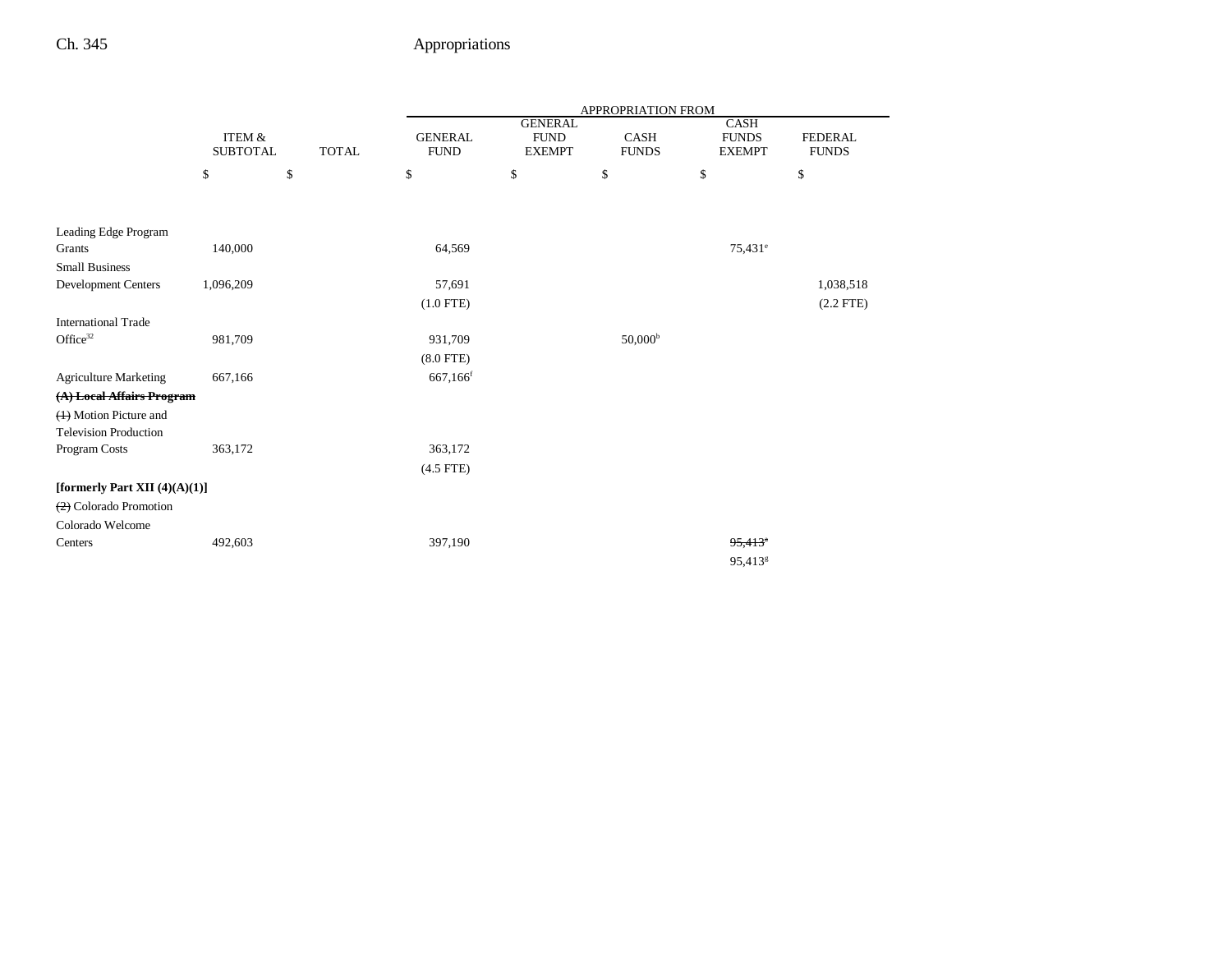| | ITEM & SUBTOTAL | TOTAL | APPROPRIATION FROM GENERAL FUND | GENERAL FUND EXEMPT | CASH FUNDS | CASH FUNDS EXEMPT | FEDERAL FUNDS |
|---|---|---|---|---|---|---|---|
| | $ | $ | $ | $ | $ | $ | $ |
| Leading Edge Program Grants | 140,000 | | 64,569 | | | 75,431[e] | |
| Small Business Development Centers | 1,096,209 | | 57,691 | | | | 1,038,518 |
| | | | (1.0 FTE) | | | | (2.2 FTE) |
| International Trade Office[32] | 981,709 | | 931,709 | | 50,000[b] | | |
| | | | (8.0 FTE) | | | | |
| Agriculture Marketing | 667,166 | | 667,166[f] | | | | |
| ~~**(A) Local Affairs Program**~~ | | | | | | | |
| ~~(1)~~ Motion Picture and Television Production Program Costs | 363,172 | | 363,172 | | | | |
| | | | (4.5 FTE) | | | | |
| **[formerly Part XII (4)(A)(1)]** | | | | | | | |
| ~~(2)~~ Colorado Promotion | | | | | | | |
| Colorado Welcome Centers | 492,603 | | 397,190 | | | ~~95,413[a]~~ | |
| | | | | | | 95,413[g] | |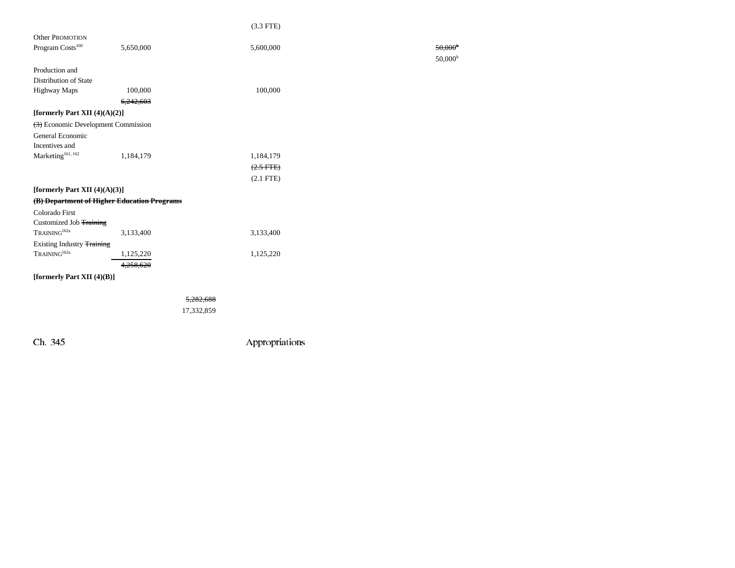| | | | | | |
|---|---|---|---|---|---|
| | | | (3.3 FTE) | | |
| Other PROMOTION Program Costs[160] | 5,650,000 | | 5,600,000 | | ~~50,000[h]~~ 50,000[h] |
| Production and Distribution of State Highway Maps | 100,000 | | 100,000 | | |
| | ~~6,242,603~~ | | | | |
| **[formerly Part XII (4)(A)(2)]** | | | | | |
| ~~(3)~~ Economic Development Commission | | | | | |
| General Economic Incentives and Marketing[161, 162] | 1,184,179 | | 1,184,179 | | |
| | | | ~~(2.5 FTE)~~ | | |
| | | | (2.1 FTE) | | |
| **[formerly Part XII (4)(A)(3)]** | | | | | |
| ~~**(B) Department of Higher Education Programs**~~ | | | | | |
| Colorado First Customized Job ~~Training~~ TRAINING[162a] | 3,133,400 | | 3,133,400 | | |
| Existing Industry ~~Training~~ TRAINING[162a] | 1,125,220 | | 1,125,220 | | |
| | ~~4,258,620~~ | | | | |
| **[formerly Part XII (4)(B)]** | | | | | |
| | | ~~5,282,688~~ | | | |
| | | 17,332,859 | | | |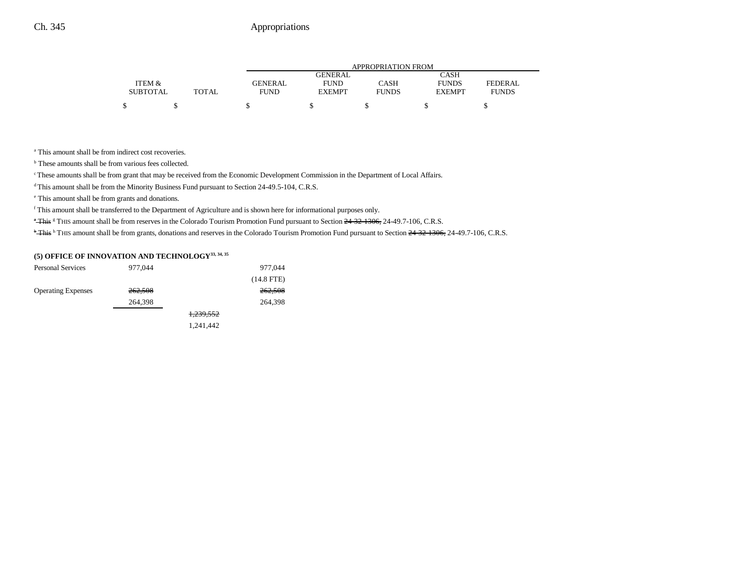| | ITEM & SUBTOTAL | TOTAL | GENERAL FUND | GENERAL FUND EXEMPT | CASH FUNDS | CASH FUNDS EXEMPT | FEDERAL FUNDS |
|---|---|---|---|---|---|---|---|
| | $ | $ | $ | $ | $ | $ | $ |

[a] This amount shall be from indirect cost recoveries.

[b] These amounts shall be from various fees collected.

[c] These amounts shall be from grant that may be received from the Economic Development Commission in the Department of Local Affairs.

[d] This amount shall be from the Minority Business Fund pursuant to Section 24-49.5-104, C.R.S.

[e] This amount shall be from grants and donations.

[f] This amount shall be transferred to the Department of Agriculture and is shown here for informational purposes only.

~~[e] This~~ [g] THIS amount shall be from reserves in the Colorado Tourism Promotion Fund pursuant to Section ~~24-32-1306,~~ 24-49.7-106, C.R.S.

~~[h] This~~ [h] THIS amount shall be from grants, donations and reserves in the Colorado Tourism Promotion Fund pursuant to Section ~~24-32-1306,~~ 24-49.7-106, C.R.S.

**(5) OFFICE OF INNOVATION AND TECHNOLOGY[33, 34, 35]**

| | ITEM & SUBTOTAL | TOTAL | GENERAL FUND | GENERAL FUND EXEMPT | CASH FUNDS | CASH FUNDS EXEMPT | FEDERAL FUNDS |
|---|---|---|---|---|---|---|---|
| Personal Services | 977,044 | | 977,044 | | | | |
| | | | (14.8 FTE) | | | | |
| Operating Expenses | ~~262,508~~ | | ~~262,508~~ | | | | |
| | 264,398 | | 264,398 | | | | |
| | | ~~1,239,552~~ | | | | | |
| | | 1,241,442 | | | | | |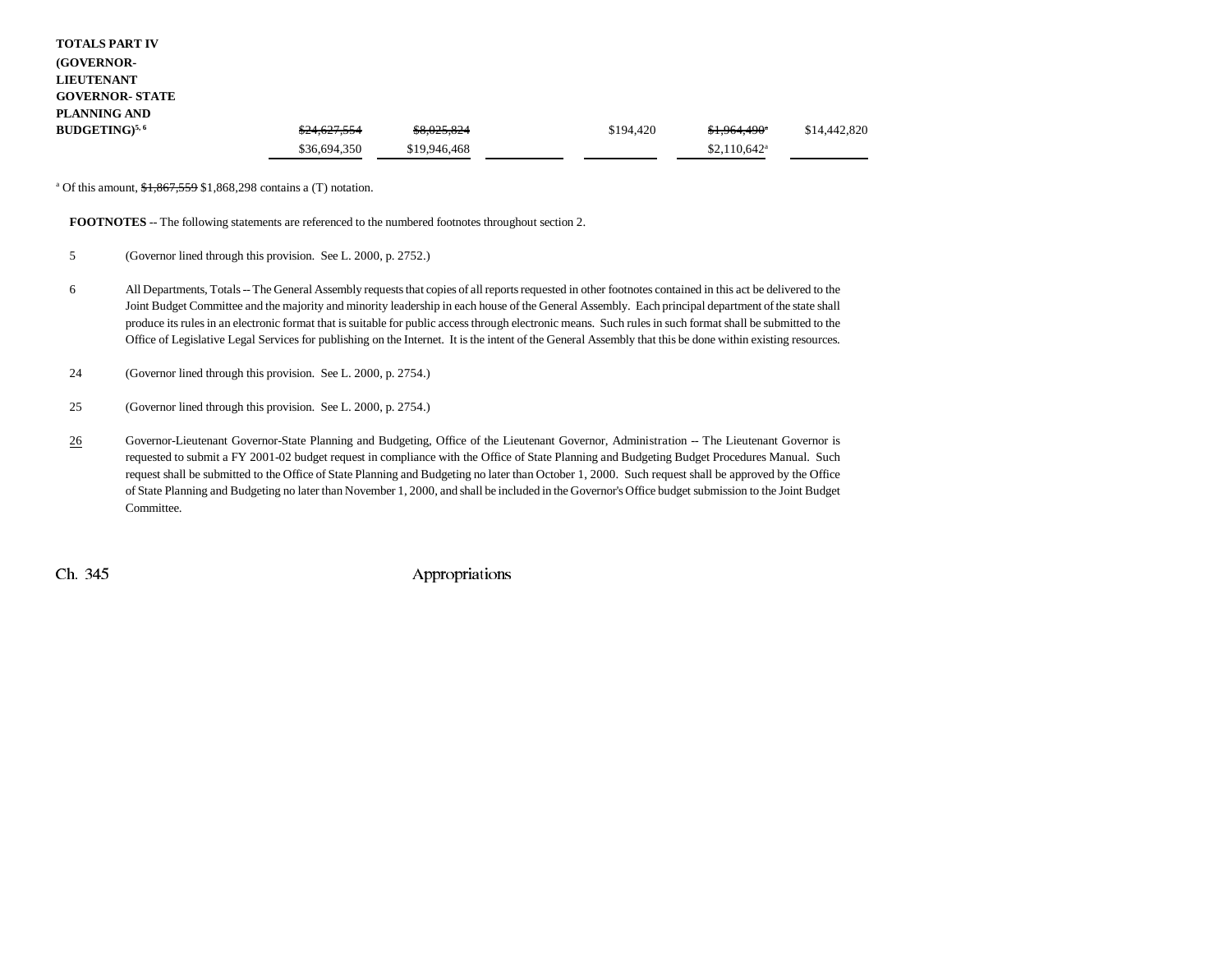| | | | | | | |
|---|---|---|---|---|---|---|
| **TOTALS PART IV (GOVERNOR-LIEUTENANT GOVERNOR- STATE PLANNING AND BUDGETING)**[5, 6] | ~~$24,627,554~~ | ~~$8,025,824~~ | | $194,420 | ~~$1,964,490~~[a] | $14,442,820 |
| | $36,694,350 | $19,946,468 | | | $2,110,642[a] | |

[a] Of this amount, ~~$1,867,559~~ $1,868,298 contains a (T) notation.

**FOOTNOTES** -- The following statements are referenced to the numbered footnotes throughout section 2.

5 (Governor lined through this provision. See L. 2000, p. 2752.)

6 All Departments, Totals -- The General Assembly requests that copies of all reports requested in other footnotes contained in this act be delivered to the Joint Budget Committee and the majority and minority leadership in each house of the General Assembly. Each principal department of the state shall produce its rules in an electronic format that is suitable for public access through electronic means. Such rules in such format shall be submitted to the Office of Legislative Legal Services for publishing on the Internet. It is the intent of the General Assembly that this be done within existing resources.

24 (Governor lined through this provision. See L. 2000, p. 2754.)

25 (Governor lined through this provision. See L. 2000, p. 2754.)

26 Governor-Lieutenant Governor-State Planning and Budgeting, Office of the Lieutenant Governor, Administration -- The Lieutenant Governor is requested to submit a FY 2001-02 budget request in compliance with the Office of State Planning and Budgeting Budget Procedures Manual. Such request shall be submitted to the Office of State Planning and Budgeting no later than October 1, 2000. Such request shall be approved by the Office of State Planning and Budgeting no later than November 1, 2000, and shall be included in the Governor's Office budget submission to the Joint Budget Committee.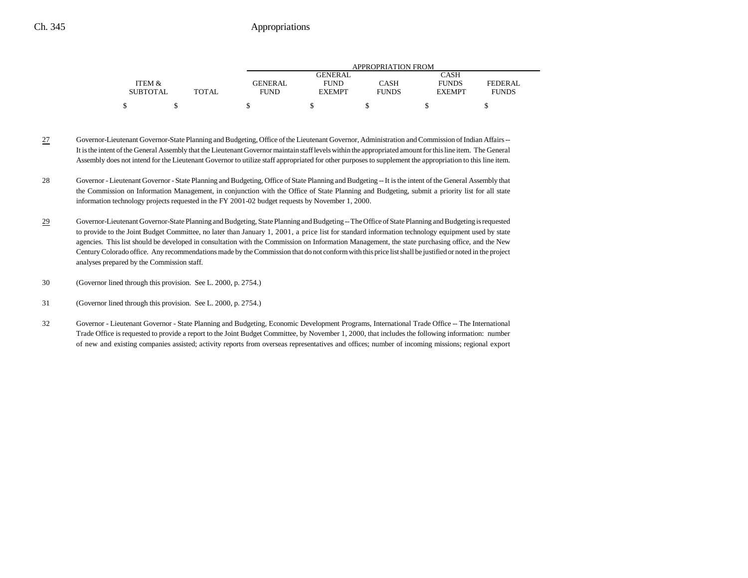| ITEM & SUBTOTAL | TOTAL | APPROPRIATION FROM GENERAL FUND | GENERAL FUND EXEMPT | CASH FUNDS | CASH FUNDS EXEMPT | FEDERAL FUNDS |
|---|---|---|---|---|---|---|
| $ | $ | $ | $ | $ | $ | $ |

27 Governor-Lieutenant Governor-State Planning and Budgeting, Office of the Lieutenant Governor, Administration and Commission of Indian Affairs -- It is the intent of the General Assembly that the Lieutenant Governor maintain staff levels within the appropriated amount for this line item. The General Assembly does not intend for the Lieutenant Governor to utilize staff appropriated for other purposes to supplement the appropriation to this line item.

28 Governor - Lieutenant Governor - State Planning and Budgeting, Office of State Planning and Budgeting -- It is the intent of the General Assembly that the Commission on Information Management, in conjunction with the Office of State Planning and Budgeting, submit a priority list for all state information technology projects requested in the FY 2001-02 budget requests by November 1, 2000.

29 Governor-Lieutenant Governor-State Planning and Budgeting, State Planning and Budgeting -- The Office of State Planning and Budgeting is requested to provide to the Joint Budget Committee, no later than January 1, 2001, a price list for standard information technology equipment used by state agencies. This list should be developed in consultation with the Commission on Information Management, the state purchasing office, and the New Century Colorado office. Any recommendations made by the Commission that do not conform with this price list shall be justified or noted in the project analyses prepared by the Commission staff.

30 (Governor lined through this provision. See L. 2000, p. 2754.)

31 (Governor lined through this provision. See L. 2000, p. 2754.)

32 Governor - Lieutenant Governor - State Planning and Budgeting, Economic Development Programs, International Trade Office -- The International Trade Office is requested to provide a report to the Joint Budget Committee, by November 1, 2000, that includes the following information: number of new and existing companies assisted; activity reports from overseas representatives and offices; number of incoming missions; regional export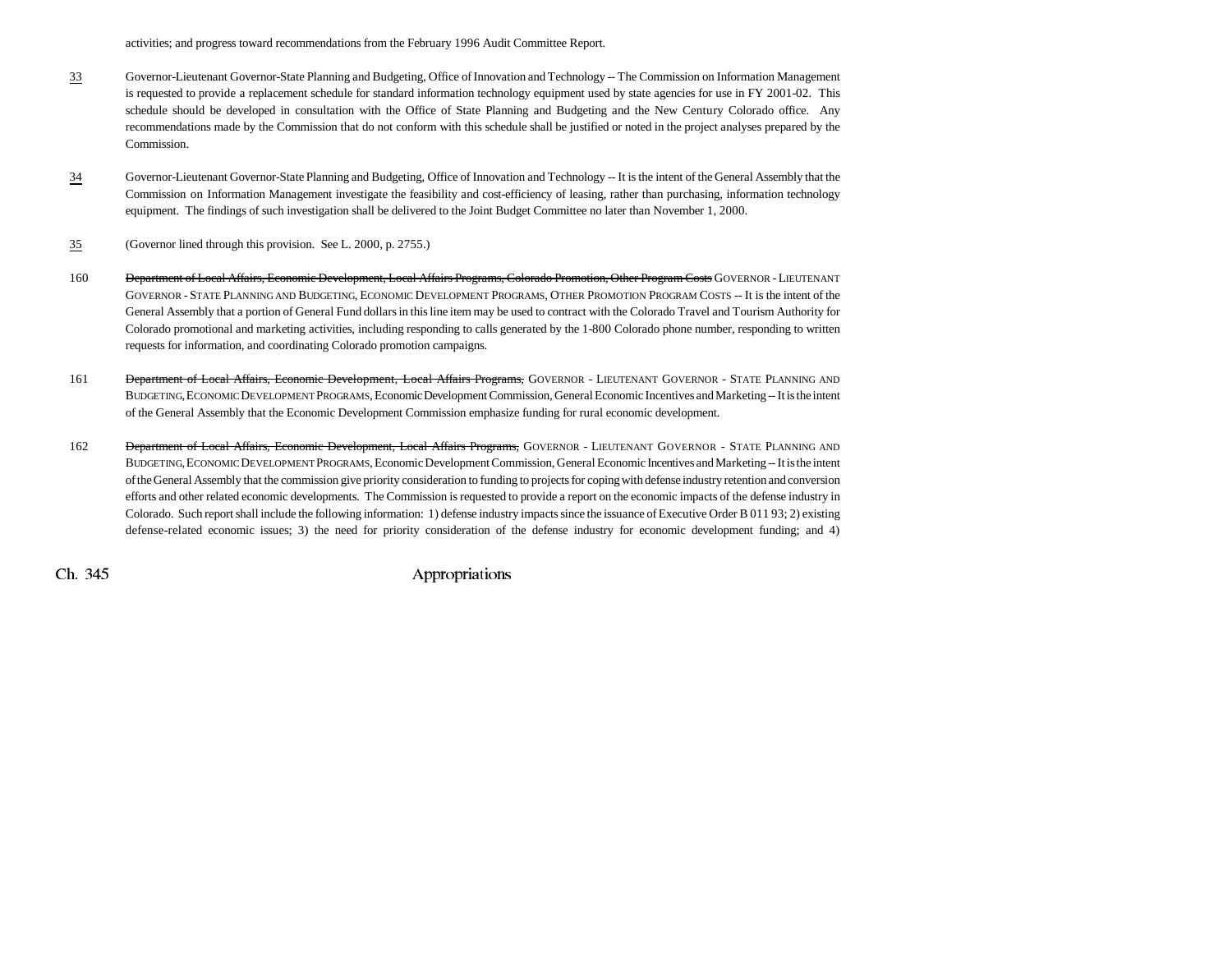activities; and progress toward recommendations from the February 1996 Audit Committee Report.

33 Governor-Lieutenant Governor-State Planning and Budgeting, Office of Innovation and Technology -- The Commission on Information Management is requested to provide a replacement schedule for standard information technology equipment used by state agencies for use in FY 2001-02. This schedule should be developed in consultation with the Office of State Planning and Budgeting and the New Century Colorado office. Any recommendations made by the Commission that do not conform with this schedule shall be justified or noted in the project analyses prepared by the Commission.

34 Governor-Lieutenant Governor-State Planning and Budgeting, Office of Innovation and Technology -- It is the intent of the General Assembly that the Commission on Information Management investigate the feasibility and cost-efficiency of leasing, rather than purchasing, information technology equipment. The findings of such investigation shall be delivered to the Joint Budget Committee no later than November 1, 2000.

35 (Governor lined through this provision. See L. 2000, p. 2755.)

160 ~~Department of Local Affairs, Economic Development, Local Affairs Programs, Colorado Promotion, Other Program Costs~~ GOVERNOR - LIEUTENANT GOVERNOR - STATE PLANNING AND BUDGETING, ECONOMIC DEVELOPMENT PROGRAMS, OTHER PROMOTION PROGRAM COSTS -- It is the intent of the General Assembly that a portion of General Fund dollars in this line item may be used to contract with the Colorado Travel and Tourism Authority for Colorado promotional and marketing activities, including responding to calls generated by the 1-800 Colorado phone number, responding to written requests for information, and coordinating Colorado promotion campaigns.

161 ~~Department of Local Affairs, Economic Development, Local Affairs Programs,~~ GOVERNOR - LIEUTENANT GOVERNOR - STATE PLANNING AND BUDGETING, ECONOMIC DEVELOPMENT PROGRAMS, Economic Development Commission, General Economic Incentives and Marketing -- It is the intent of the General Assembly that the Economic Development Commission emphasize funding for rural economic development.

162 ~~Department of Local Affairs, Economic Development, Local Affairs Programs,~~ GOVERNOR - LIEUTENANT GOVERNOR - STATE PLANNING AND BUDGETING, ECONOMIC DEVELOPMENT PROGRAMS, Economic Development Commission, General Economic Incentives and Marketing -- It is the intent of the General Assembly that the commission give priority consideration to funding to projects for coping with defense industry retention and conversion efforts and other related economic developments. The Commission is requested to provide a report on the economic impacts of the defense industry in Colorado. Such report shall include the following information: 1) defense industry impacts since the issuance of Executive Order B 011 93; 2) existing defense-related economic issues; 3) the need for priority consideration of the defense industry for economic development funding; and 4)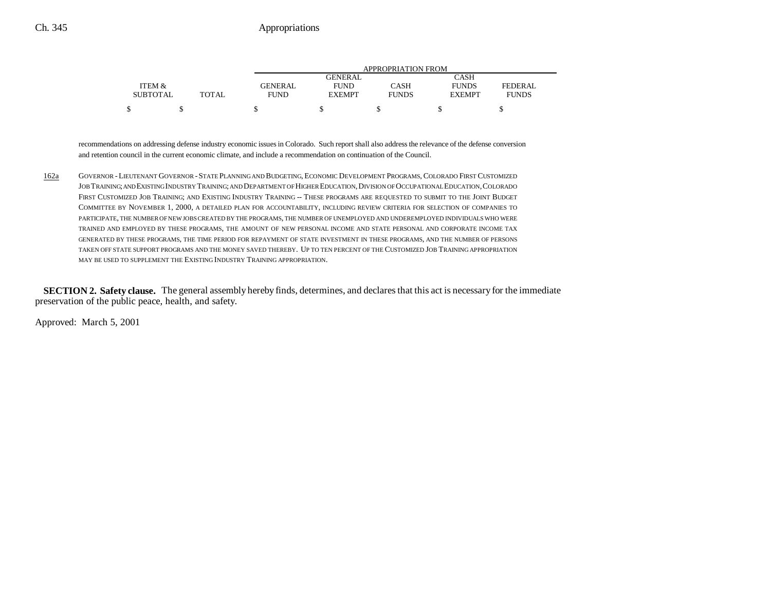| ITEM & SUBTOTAL | TOTAL | GENERAL FUND | GENERAL FUND EXEMPT | CASH FUNDS | CASH FUNDS EXEMPT | FEDERAL FUNDS |
|---|---|---|---|---|---|---|
| | | APPROPRIATION FROM | | | | |
| $ | $ | $ | $ | $ | $ | $ |

recommendations on addressing defense industry economic issues in Colorado. Such report shall also address the relevance of the defense conversion and retention council in the current economic climate, and include a recommendation on continuation of the Council.

162a GOVERNOR - LIEUTENANT GOVERNOR - STATE PLANNING AND BUDGETING, ECONOMIC DEVELOPMENT PROGRAMS, COLORADO FIRST CUSTOMIZED JOB TRAINING; AND EXISTING INDUSTRY TRAINING; AND DEPARTMENT OF HIGHER EDUCATION, DIVISION OF OCCUPATIONAL EDUCATION, COLORADO FIRST CUSTOMIZED JOB TRAINING; AND EXISTING INDUSTRY TRAINING -- THESE PROGRAMS ARE REQUESTED TO SUBMIT TO THE JOINT BUDGET COMMITTEE BY NOVEMBER 1, 2000, A DETAILED PLAN FOR ACCOUNTABILITY, INCLUDING REVIEW CRITERIA FOR SELECTION OF COMPANIES TO PARTICIPATE, THE NUMBER OF NEW JOBS CREATED BY THE PROGRAMS, THE NUMBER OF UNEMPLOYED AND UNDEREMPLOYED INDIVIDUALS WHO WERE TRAINED AND EMPLOYED BY THESE PROGRAMS, THE AMOUNT OF NEW PERSONAL INCOME AND STATE PERSONAL AND CORPORATE INCOME TAX GENERATED BY THESE PROGRAMS, THE TIME PERIOD FOR REPAYMENT OF STATE INVESTMENT IN THESE PROGRAMS, AND THE NUMBER OF PERSONS TAKEN OFF STATE SUPPORT PROGRAMS AND THE MONEY SAVED THEREBY. UP TO TEN PERCENT OF THE CUSTOMIZED JOB TRAINING APPROPRIATION MAY BE USED TO SUPPLEMENT THE EXISTING INDUSTRY TRAINING APPROPRIATION.

**SECTION 2. Safety clause.** The general assembly hereby finds, determines, and declares that this act is necessary for the immediate preservation of the public peace, health, and safety.

Approved: March 5, 2001